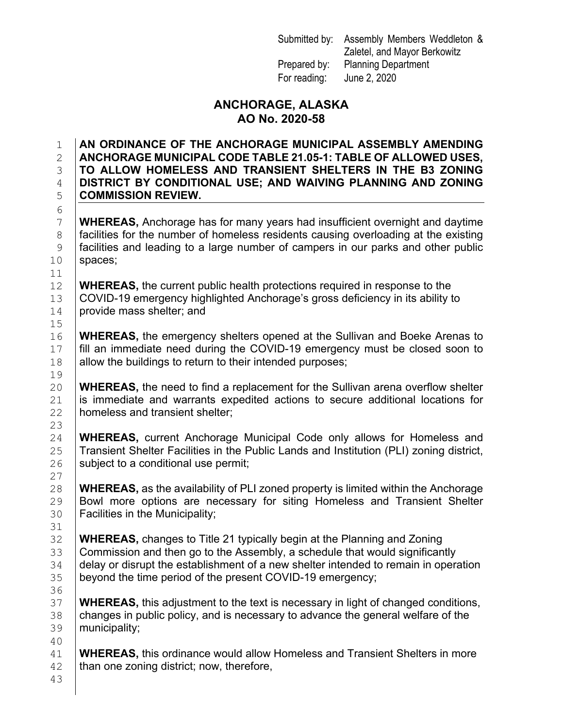Submitted by: Assembly Members Weddleton & Zaletel, and Mayor Berkowitz
Prepared by: Planning Department
For reading: June 2, 2020

# ANCHORAGE, ALASKA
# AO No. 2020-58

**AN ORDINANCE OF THE ANCHORAGE MUNICIPAL ASSEMBLY AMENDING ANCHORAGE MUNICIPAL CODE TABLE 21.05-1: TABLE OF ALLOWED USES, TO ALLOW HOMELESS AND TRANSIENT SHELTERS IN THE B3 ZONING DISTRICT BY CONDITIONAL USE; AND WAIVING PLANNING AND ZONING COMMISSION REVIEW.**

**WHEREAS,** Anchorage has for many years had insufficient overnight and daytime facilities for the number of homeless residents causing overloading at the existing facilities and leading to a large number of campers in our parks and other public spaces;

**WHEREAS,** the current public health protections required in response to the COVID-19 emergency highlighted Anchorage's gross deficiency in its ability to provide mass shelter; and

**WHEREAS,** the emergency shelters opened at the Sullivan and Boeke Arenas to fill an immediate need during the COVID-19 emergency must be closed soon to allow the buildings to return to their intended purposes;

**WHEREAS,** the need to find a replacement for the Sullivan arena overflow shelter is immediate and warrants expedited actions to secure additional locations for homeless and transient shelter;

**WHEREAS,** current Anchorage Municipal Code only allows for Homeless and Transient Shelter Facilities in the Public Lands and Institution (PLI) zoning district, subject to a conditional use permit;

**WHEREAS,** as the availability of PLI zoned property is limited within the Anchorage Bowl more options are necessary for siting Homeless and Transient Shelter Facilities in the Municipality;

**WHEREAS,** changes to Title 21 typically begin at the Planning and Zoning Commission and then go to the Assembly, a schedule that would significantly delay or disrupt the establishment of a new shelter intended to remain in operation beyond the time period of the present COVID-19 emergency;

**WHEREAS,** this adjustment to the text is necessary in light of changed conditions, changes in public policy, and is necessary to advance the general welfare of the municipality;

**WHEREAS,** this ordinance would allow Homeless and Transient Shelters in more than one zoning district; now, therefore,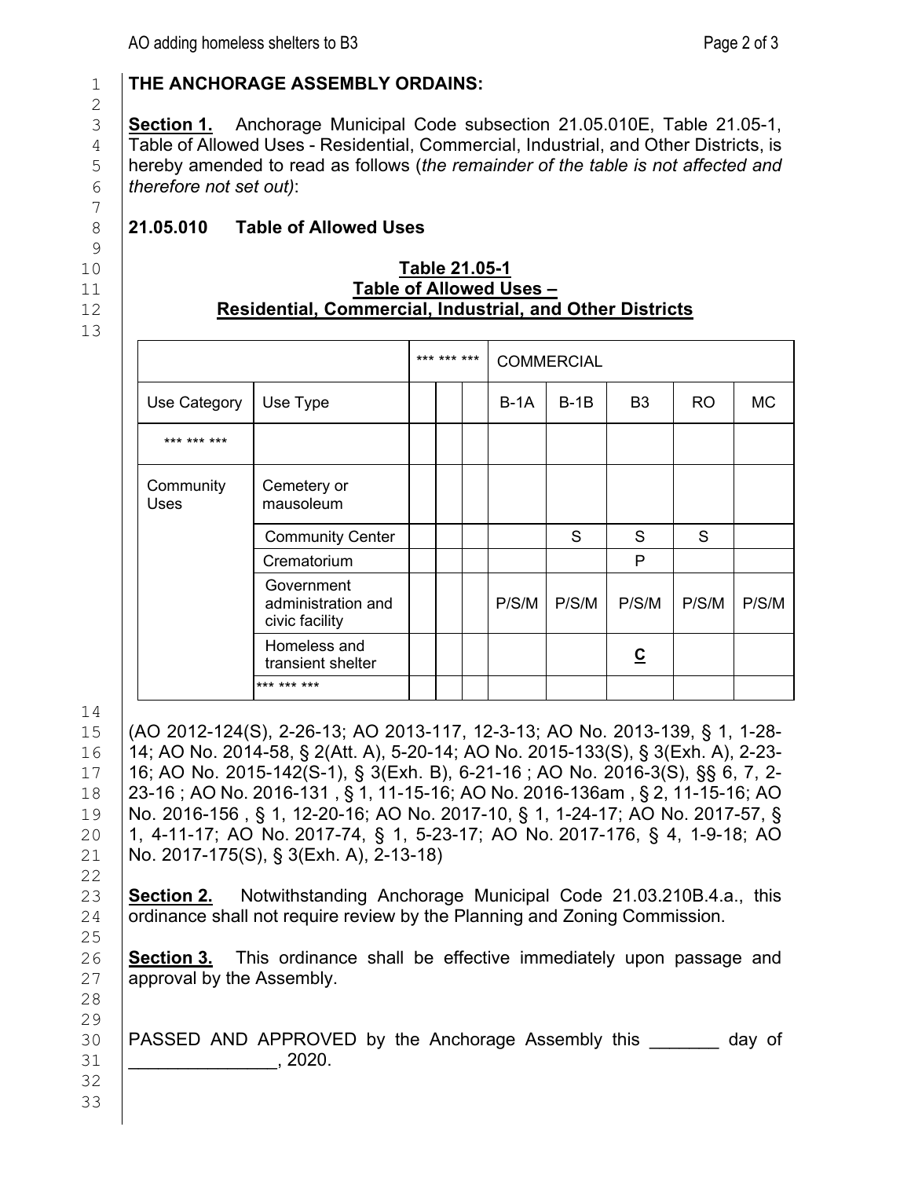**THE ANCHORAGE ASSEMBLY ORDAINS:**

**Section 1.** Anchorage Municipal Code subsection 21.05.010E, Table 21.05-1, Table of Allowed Uses - Residential, Commercial, Industrial, and Other Districts, is hereby amended to read as follows (*the remainder of the table is not affected and therefore not set out)*:

**21.05.010 Table of Allowed Uses**

**Table 21.05-1**
**Table of Allowed Uses –**
**Residential, Commercial, Industrial, and Other Districts**

| | | *** *** *** | | | COMMERCIAL | | | | |
|---|---|---|---|---|---|---|---|---|---|
| Use Category | Use Type | | | | B-1A | B-1B | B3 | RO | MC |
| *** *** *** | | | | | | | | | |
| Community Uses | Cemetery or mausoleum | | | | | | | | |
| | Community Center | | | | | S | S | S | |
| | Crematorium | | | | | | P | | |
| | Government administration and civic facility | | | | P/S/M | P/S/M | P/S/M | P/S/M | P/S/M |
| | Homeless and transient shelter | | | | | | **C** | | |
| | *** *** *** | | | | | | | | |

(AO 2012-124(S), 2-26-13; AO 2013-117, 12-3-13; AO No. 2013-139, § 1, 1-28-14; AO No. 2014-58, § 2(Att. A), 5-20-14; AO No. 2015-133(S), § 3(Exh. A), 2-23-16; AO No. 2015-142(S-1), § 3(Exh. B), 6-21-16 ; AO No. 2016-3(S), §§ 6, 7, 2-23-16 ; AO No. 2016-131 , § 1, 11-15-16; AO No. 2016-136am , § 2, 11-15-16; AO No. 2016-156 , § 1, 12-20-16; AO No. 2017-10, § 1, 1-24-17; AO No. 2017-57, § 1, 4-11-17; AO No. 2017-74, § 1, 5-23-17; AO No. 2017-176, § 4, 1-9-18; AO No. 2017-175(S), § 3(Exh. A), 2-13-18)

**Section 2.** Notwithstanding Anchorage Municipal Code 21.03.210B.4.a., this ordinance shall not require review by the Planning and Zoning Commission.

**Section 3.** This ordinance shall be effective immediately upon passage and approval by the Assembly.

PASSED AND APPROVED by the Anchorage Assembly this _______ day of _______________, 2020.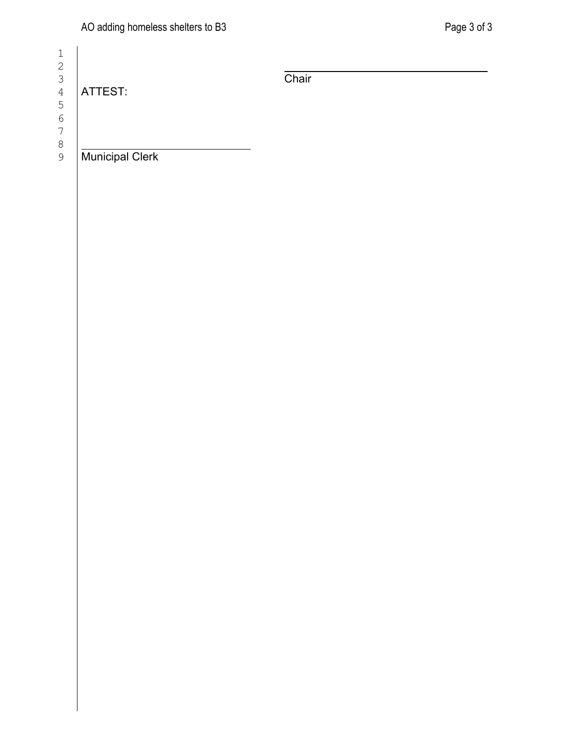\_\_\_\_\_\_\_\_\_\_\_\_\_\_\_\_\_\_\_\_\_\_\_\_\_\_\_\_\_\_\_\_
Chair

ATTEST:

\_\_\_\_\_\_\_\_\_\_\_\_\_\_\_\_\_\_\_\_\_\_\_\_\_\_\_\_\_\_\_\_
Municipal Clerk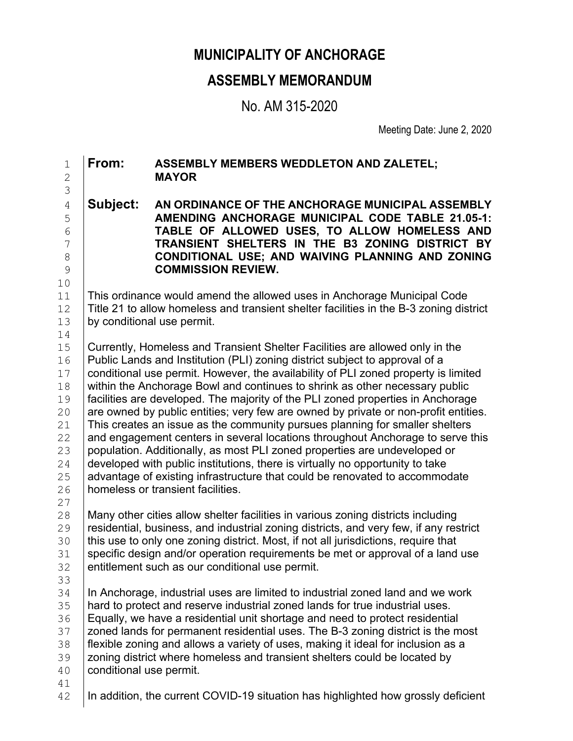# MUNICIPALITY OF ANCHORAGE

## ASSEMBLY MEMORANDUM

No. AM 315-2020

Meeting Date: June 2, 2020

**From:** **ASSEMBLY MEMBERS WEDDLETON AND ZALETEL; MAYOR**

**Subject:** **AN ORDINANCE OF THE ANCHORAGE MUNICIPAL ASSEMBLY AMENDING ANCHORAGE MUNICIPAL CODE TABLE 21.05-1: TABLE OF ALLOWED USES, TO ALLOW HOMELESS AND TRANSIENT SHELTERS IN THE B3 ZONING DISTRICT BY CONDITIONAL USE; AND WAIVING PLANNING AND ZONING COMMISSION REVIEW.**

This ordinance would amend the allowed uses in Anchorage Municipal Code Title 21 to allow homeless and transient shelter facilities in the B-3 zoning district by conditional use permit.

Currently, Homeless and Transient Shelter Facilities are allowed only in the Public Lands and Institution (PLI) zoning district subject to approval of a conditional use permit. However, the availability of PLI zoned property is limited within the Anchorage Bowl and continues to shrink as other necessary public facilities are developed. The majority of the PLI zoned properties in Anchorage are owned by public entities; very few are owned by private or non-profit entities. This creates an issue as the community pursues planning for smaller shelters and engagement centers in several locations throughout Anchorage to serve this population. Additionally, as most PLI zoned properties are undeveloped or developed with public institutions, there is virtually no opportunity to take advantage of existing infrastructure that could be renovated to accommodate homeless or transient facilities.

Many other cities allow shelter facilities in various zoning districts including residential, business, and industrial zoning districts, and very few, if any restrict this use to only one zoning district. Most, if not all jurisdictions, require that specific design and/or operation requirements be met or approval of a land use entitlement such as our conditional use permit.

In Anchorage, industrial uses are limited to industrial zoned land and we work hard to protect and reserve industrial zoned lands for true industrial uses. Equally, we have a residential unit shortage and need to protect residential zoned lands for permanent residential uses. The B-3 zoning district is the most flexible zoning and allows a variety of uses, making it ideal for inclusion as a zoning district where homeless and transient shelters could be located by conditional use permit.

In addition, the current COVID-19 situation has highlighted how grossly deficient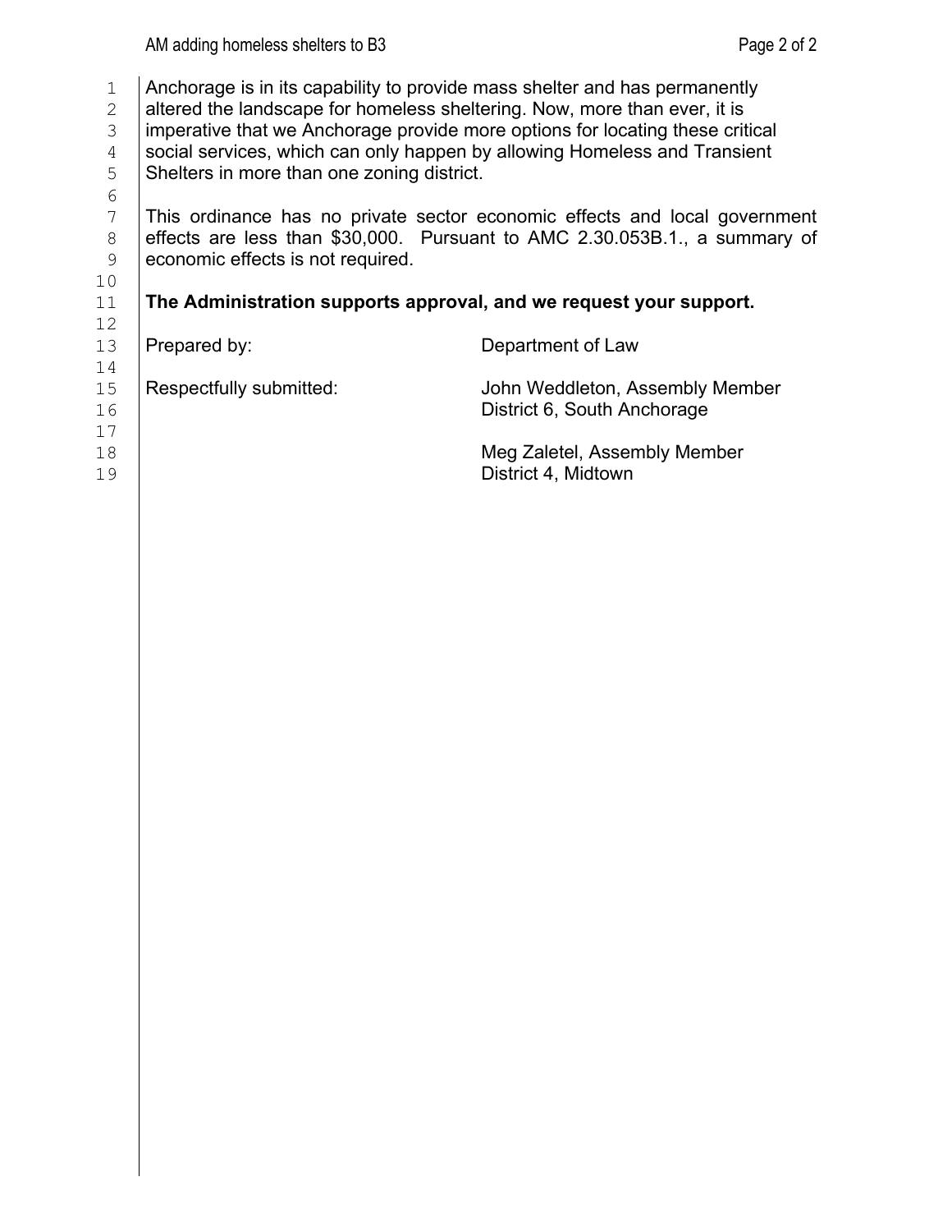Anchorage is in its capability to provide mass shelter and has permanently altered the landscape for homeless sheltering. Now, more than ever, it is imperative that we Anchorage provide more options for locating these critical social services, which can only happen by allowing Homeless and Transient Shelters in more than one zoning district.

This ordinance has no private sector economic effects and local government effects are less than $30,000. Pursuant to AMC 2.30.053B.1., a summary of economic effects is not required.

**The Administration supports approval, and we request your support.**

Prepared by: Department of Law

Respectfully submitted: John Weddleton, Assembly Member
District 6, South Anchorage

Meg Zaletel, Assembly Member
District 4, Midtown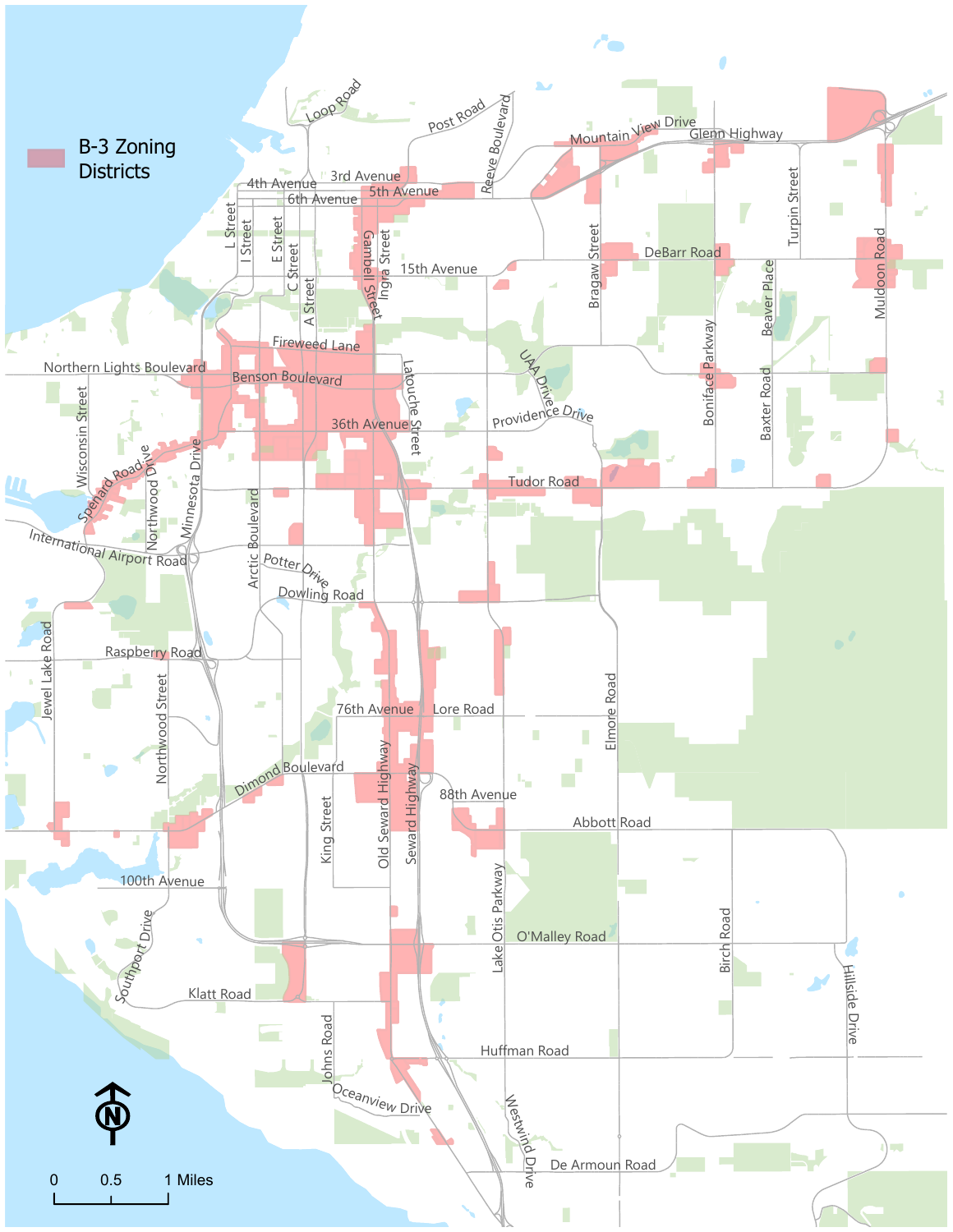B-3 Zoning Districts

Loop Road
Post Road
Reeve Boulevard
Mountain View Drive
Glenn Highway
4th Avenue
3rd Avenue
5th Avenue
6th Avenue
L Street
I Street
E Street
C Street
A Street
Gambell Street
Ingra Street
15th Avenue
Bragaw Street
DeBarr Road
Turpin Street
Muldoon Road
Beaver Place
Fireweed Lane
Northern Lights Boulevard
Benson Boulevard
Latouche Street
UAA Drive
36th Avenue
Providence Drive
Boniface Parkway
Baxter Road
Wisconsin Street
Spenard Road
Northwood Drive
Minnesota Drive
Tudor Road
International Airport Road
Arctic Boulevard
Potter Drive
Dowling Road
Jewel Lake Road
Raspberry Road
Northwood Street
76th Avenue
Lore Road
Elmore Road
Dimond Boulevard
King Street
Old Seward Highway
Seward Highway
88th Avenue
Abbott Road
100th Avenue
Lake Otis Parkway
O'Malley Road
Birch Road
Southport Drive
Klatt Road
Johns Road
Huffman Road
Hillside Drive
Oceanview Drive
Westwind Drive
De Armoun Road

N

0
0.5
1 Miles